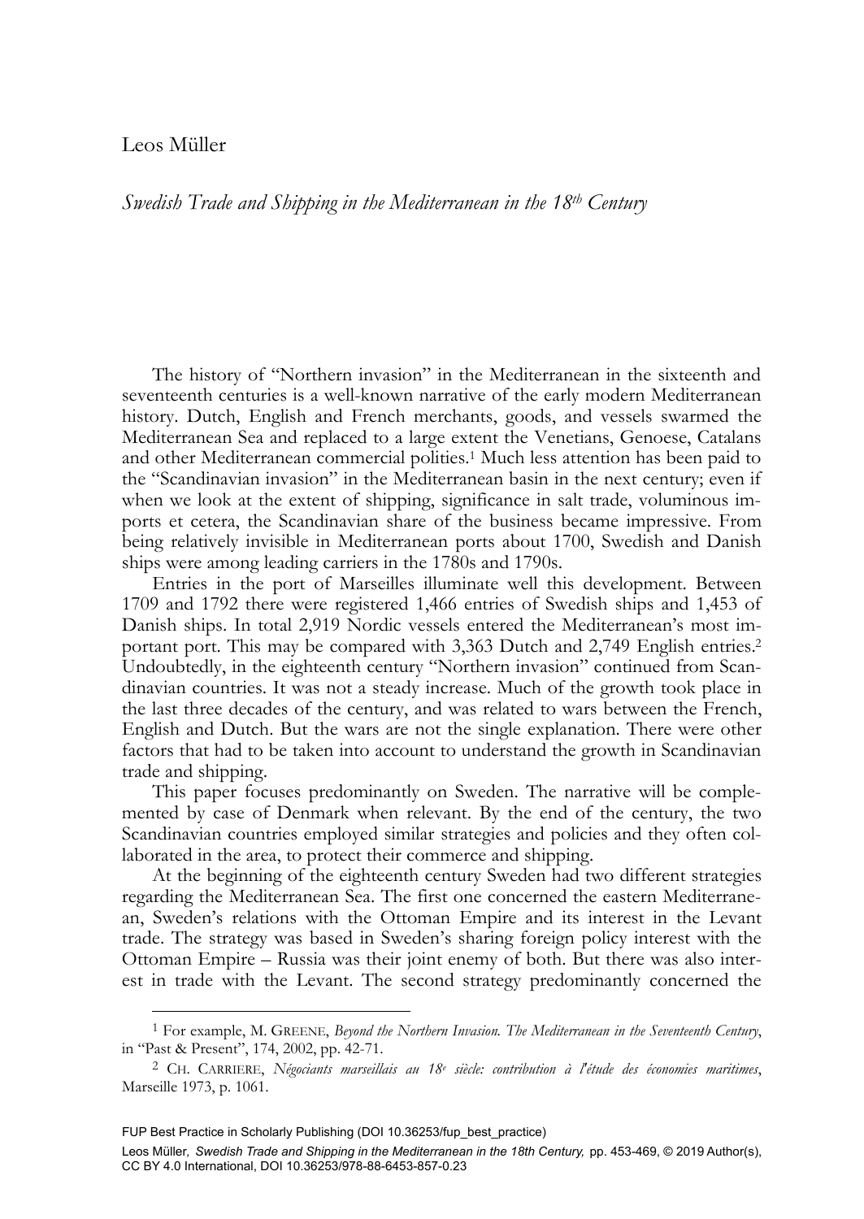Leos Müller

*Swedish Trade and Shipping in the Mediterranean in the 18th Century*

The history of "Northern invasion" in the Mediterranean in the sixteenth and seventeenth centuries is a well-known narrative of the early modern Mediterranean history. Dutch, English and French merchants, goods, and vessels swarmed the Mediterranean Sea and replaced to a large extent the Venetians, Genoese, Catalans and other Mediterranean commercial polities.[1] Much less attention has been paid to the "Scandinavian invasion" in the Mediterranean basin in the next century; even if when we look at the extent of shipping, significance in salt trade, voluminous imports et cetera, the Scandinavian share of the business became impressive. From being relatively invisible in Mediterranean ports about 1700, Swedish and Danish ships were among leading carriers in the 1780s and 1790s.

Entries in the port of Marseilles illuminate well this development. Between 1709 and 1792 there were registered 1,466 entries of Swedish ships and 1,453 of Danish ships. In total 2,919 Nordic vessels entered the Mediterranean's most important port. This may be compared with 3,363 Dutch and 2,749 English entries.[2] Undoubtedly, in the eighteenth century "Northern invasion" continued from Scandinavian countries. It was not a steady increase. Much of the growth took place in the last three decades of the century, and was related to wars between the French, English and Dutch. But the wars are not the single explanation. There were other factors that had to be taken into account to understand the growth in Scandinavian trade and shipping.

This paper focuses predominantly on Sweden. The narrative will be complemented by case of Denmark when relevant. By the end of the century, the two Scandinavian countries employed similar strategies and policies and they often collaborated in the area, to protect their commerce and shipping.

At the beginning of the eighteenth century Sweden had two different strategies regarding the Mediterranean Sea. The first one concerned the eastern Mediterranean, Sweden's relations with the Ottoman Empire and its interest in the Levant trade. The strategy was based in Sweden's sharing foreign policy interest with the Ottoman Empire – Russia was their joint enemy of both. But there was also interest in trade with the Levant. The second strategy predominantly concerned the

---

[1] For example, M. GREENE, *Beyond the Northern Invasion. The Mediterranean in the Seventeenth Century*, in "Past & Present", 174, 2002, pp. 42-71.

[2] CH. CARRIERE, *Négociants marseillais au 18e siècle: contribution à l'étude des économies maritimes*, Marseille 1973, p. 1061.

FUP Best Practice in Scholarly Publishing (DOI 10.36253/fup_best_practice)

Leos Müller, *Swedish Trade and Shipping in the Mediterranean in the 18th Century,* pp. 453-469, © 2019 Author(s), CC BY 4.0 International, DOI 10.36253/978-88-6453-857-0.23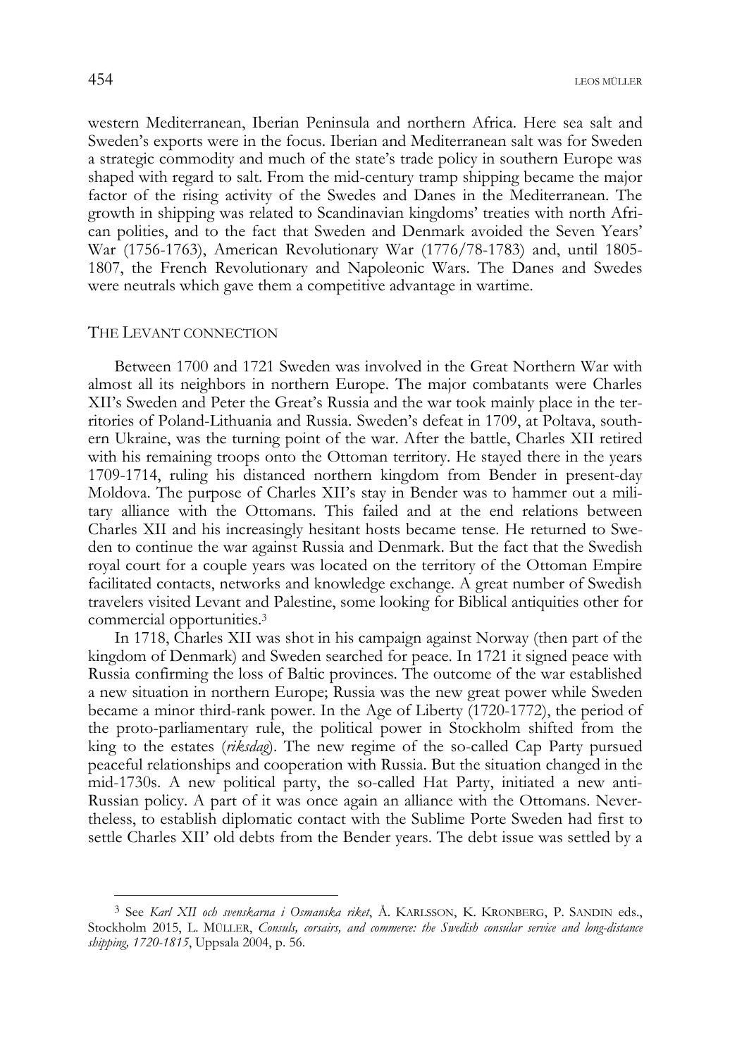western Mediterranean, Iberian Peninsula and northern Africa. Here sea salt and Sweden's exports were in the focus. Iberian and Mediterranean salt was for Sweden a strategic commodity and much of the state's trade policy in southern Europe was shaped with regard to salt. From the mid-century tramp shipping became the major factor of the rising activity of the Swedes and Danes in the Mediterranean. The growth in shipping was related to Scandinavian kingdoms' treaties with north African polities, and to the fact that Sweden and Denmark avoided the Seven Years' War (1756-1763), American Revolutionary War (1776/78-1783) and, until 1805-1807, the French Revolutionary and Napoleonic Wars. The Danes and Swedes were neutrals which gave them a competitive advantage in wartime.

## THE LEVANT CONNECTION

Between 1700 and 1721 Sweden was involved in the Great Northern War with almost all its neighbors in northern Europe. The major combatants were Charles XII's Sweden and Peter the Great's Russia and the war took mainly place in the territories of Poland-Lithuania and Russia. Sweden's defeat in 1709, at Poltava, southern Ukraine, was the turning point of the war. After the battle, Charles XII retired with his remaining troops onto the Ottoman territory. He stayed there in the years 1709-1714, ruling his distanced northern kingdom from Bender in present-day Moldova. The purpose of Charles XII's stay in Bender was to hammer out a military alliance with the Ottomans. This failed and at the end relations between Charles XII and his increasingly hesitant hosts became tense. He returned to Sweden to continue the war against Russia and Denmark. But the fact that the Swedish royal court for a couple years was located on the territory of the Ottoman Empire facilitated contacts, networks and knowledge exchange. A great number of Swedish travelers visited Levant and Palestine, some looking for Biblical antiquities other for commercial opportunities.[3]

In 1718, Charles XII was shot in his campaign against Norway (then part of the kingdom of Denmark) and Sweden searched for peace. In 1721 it signed peace with Russia confirming the loss of Baltic provinces. The outcome of the war established a new situation in northern Europe; Russia was the new great power while Sweden became a minor third-rank power. In the Age of Liberty (1720-1772), the period of the proto-parliamentary rule, the political power in Stockholm shifted from the king to the estates (*riksdag*). The new regime of the so-called Cap Party pursued peaceful relationships and cooperation with Russia. But the situation changed in the mid-1730s. A new political party, the so-called Hat Party, initiated a new anti-Russian policy. A part of it was once again an alliance with the Ottomans. Nevertheless, to establish diplomatic contact with the Sublime Porte Sweden had first to settle Charles XII' old debts from the Bender years. The debt issue was settled by a

---

[3] See *Karl XII och svenskarna i Osmanska riket*, Å. KARLSSON, K. KRONBERG, P. SANDIN eds., Stockholm 2015, L. MÜLLER, *Consuls, corsairs, and commerce: the Swedish consular service and long-distance shipping, 1720-1815*, Uppsala 2004, p. 56.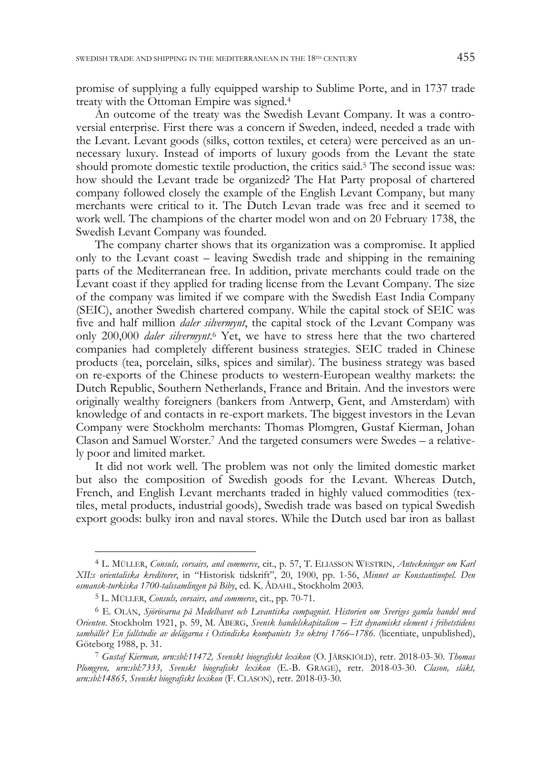promise of supplying a fully equipped warship to Sublime Porte, and in 1737 trade treaty with the Ottoman Empire was signed.[4]

An outcome of the treaty was the Swedish Levant Company. It was a controversial enterprise. First there was a concern if Sweden, indeed, needed a trade with the Levant. Levant goods (silks, cotton textiles, et cetera) were perceived as an unnecessary luxury. Instead of imports of luxury goods from the Levant the state should promote domestic textile production, the critics said.[5] The second issue was: how should the Levant trade be organized? The Hat Party proposal of chartered company followed closely the example of the English Levant Company, but many merchants were critical to it. The Dutch Levan trade was free and it seemed to work well. The champions of the charter model won and on 20 February 1738, the Swedish Levant Company was founded.

The company charter shows that its organization was a compromise. It applied only to the Levant coast – leaving Swedish trade and shipping in the remaining parts of the Mediterranean free. In addition, private merchants could trade on the Levant coast if they applied for trading license from the Levant Company. The size of the company was limited if we compare with the Swedish East India Company (SEIC), another Swedish chartered company. While the capital stock of SEIC was five and half million *daler silvermynt*, the capital stock of the Levant Company was only 200,000 *daler silvermynt*.[6] Yet, we have to stress here that the two chartered companies had completely different business strategies. SEIC traded in Chinese products (tea, porcelain, silks, spices and similar). The business strategy was based on re-exports of the Chinese products to western-European wealthy markets: the Dutch Republic, Southern Netherlands, France and Britain. And the investors were originally wealthy foreigners (bankers from Antwerp, Gent, and Amsterdam) with knowledge of and contacts in re-export markets. The biggest investors in the Levan Company were Stockholm merchants: Thomas Plomgren, Gustaf Kierman, Johan Clason and Samuel Worster.[7] And the targeted consumers were Swedes – a relatively poor and limited market.

It did not work well. The problem was not only the limited domestic market but also the composition of Swedish goods for the Levant. Whereas Dutch, French, and English Levant merchants traded in highly valued commodities (textiles, metal products, industrial goods), Swedish trade was based on typical Swedish export goods: bulky iron and naval stores. While the Dutch used bar iron as ballast

---

[4] L. MÜLLER, *Consuls, corsairs, and commerce*, cit., p. 57, T. ELIASSON WESTRIN, *Anteckningar om Karl XII:s orientaliska kreditorer*, in "Historisk tidskrift", 20, 1900, pp. 1-56, *Minnet av Konstantinopel. Den osmansk-turkiska 1700-talssamlingen på Biby*, ed. K. ÅDAHL, Stockholm 2003.

[5] L. MÜLLER, *Consuls, corsairs, and commerce*, cit., pp. 70-71.

[6] E. OLÁN, *Sjörövarna på Medelhavet och Levantiska compagniet. Historien om Sveriges gamla handel med Orienten*. Stockholm 1921, p. 59, M. ÅBERG, *Svensk handelskapitalism – Ett dynamiskt element i frihetstidens samhälle? En fallstudie av delägarna i Ostindiska kompaniets 3:e oktroj 1766–1786*. (licentiate, unpublished), Göteborg 1988, p. 31.

[7] *Gustaf Kierman, urn:sbl:11472, Svenskt biografiskt lexikon* (O. JÄRSKIÖLD), retr. 2018-03-30. *Thomas Plomgren, urn:sbl:7333, Svenskt biografiskt lexikon* (E.-B. GRAGE), retr. 2018-03-30. *Clason, släkt, urn:sbl:14865, Svenskt biografiskt lexikon* (F. CLASON), retr. 2018-03-30.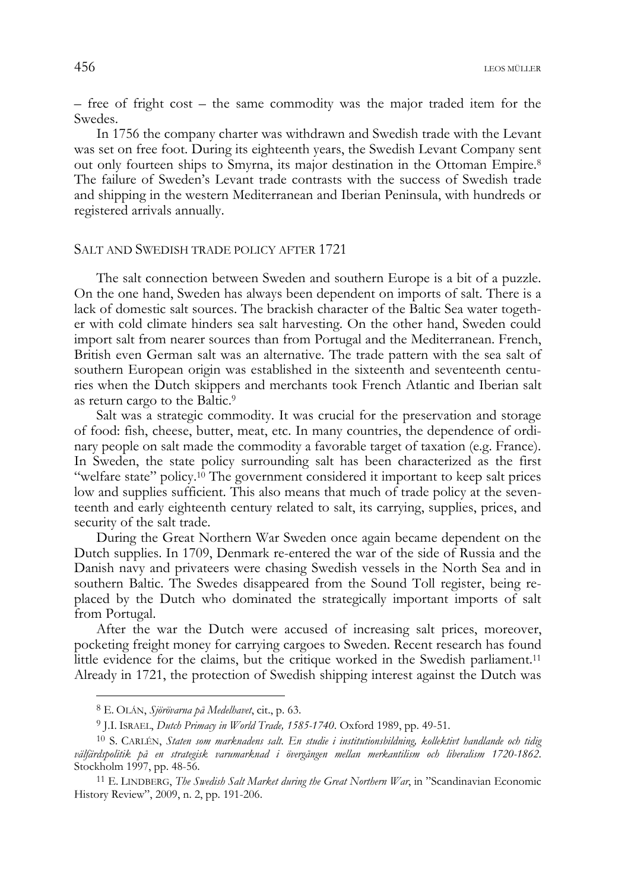– free of fright cost – the same commodity was the major traded item for the Swedes.

In 1756 the company charter was withdrawn and Swedish trade with the Levant was set on free foot. During its eighteenth years, the Swedish Levant Company sent out only fourteen ships to Smyrna, its major destination in the Ottoman Empire.[8] The failure of Sweden's Levant trade contrasts with the success of Swedish trade and shipping in the western Mediterranean and Iberian Peninsula, with hundreds or registered arrivals annually.

## SALT AND SWEDISH TRADE POLICY AFTER 1721

The salt connection between Sweden and southern Europe is a bit of a puzzle. On the one hand, Sweden has always been dependent on imports of salt. There is a lack of domestic salt sources. The brackish character of the Baltic Sea water together with cold climate hinders sea salt harvesting. On the other hand, Sweden could import salt from nearer sources than from Portugal and the Mediterranean. French, British even German salt was an alternative. The trade pattern with the sea salt of southern European origin was established in the sixteenth and seventeenth centuries when the Dutch skippers and merchants took French Atlantic and Iberian salt as return cargo to the Baltic.[9]

Salt was a strategic commodity. It was crucial for the preservation and storage of food: fish, cheese, butter, meat, etc. In many countries, the dependence of ordinary people on salt made the commodity a favorable target of taxation (e.g. France). In Sweden, the state policy surrounding salt has been characterized as the first "welfare state" policy.[10] The government considered it important to keep salt prices low and supplies sufficient. This also means that much of trade policy at the seventeenth and early eighteenth century related to salt, its carrying, supplies, prices, and security of the salt trade.

During the Great Northern War Sweden once again became dependent on the Dutch supplies. In 1709, Denmark re-entered the war of the side of Russia and the Danish navy and privateers were chasing Swedish vessels in the North Sea and in southern Baltic. The Swedes disappeared from the Sound Toll register, being replaced by the Dutch who dominated the strategically important imports of salt from Portugal.

After the war the Dutch were accused of increasing salt prices, moreover, pocketing freight money for carrying cargoes to Sweden. Recent research has found little evidence for the claims, but the critique worked in the Swedish parliament.[11] Already in 1721, the protection of Swedish shipping interest against the Dutch was

---

[8] E. OLÁN, *Sjörövarna på Medelhavet*, cit., p. 63.

[9] J.I. ISRAEL, *Dutch Primacy in World Trade, 1585-1740*. Oxford 1989, pp. 49-51.

[10] S. CARLÉN, *Staten som marknadens salt. En studie i institutionsbildning, kollektivt handlande och tidig välfärdspolitik på en strategisk varumarknad i övergången mellan merkantilism och liberalism 1720-1862*. Stockholm 1997, pp. 48-56.

[11] E. LINDBERG, *The Swedish Salt Market during the Great Northern War*, in "Scandinavian Economic History Review", 2009, n. 2, pp. 191-206.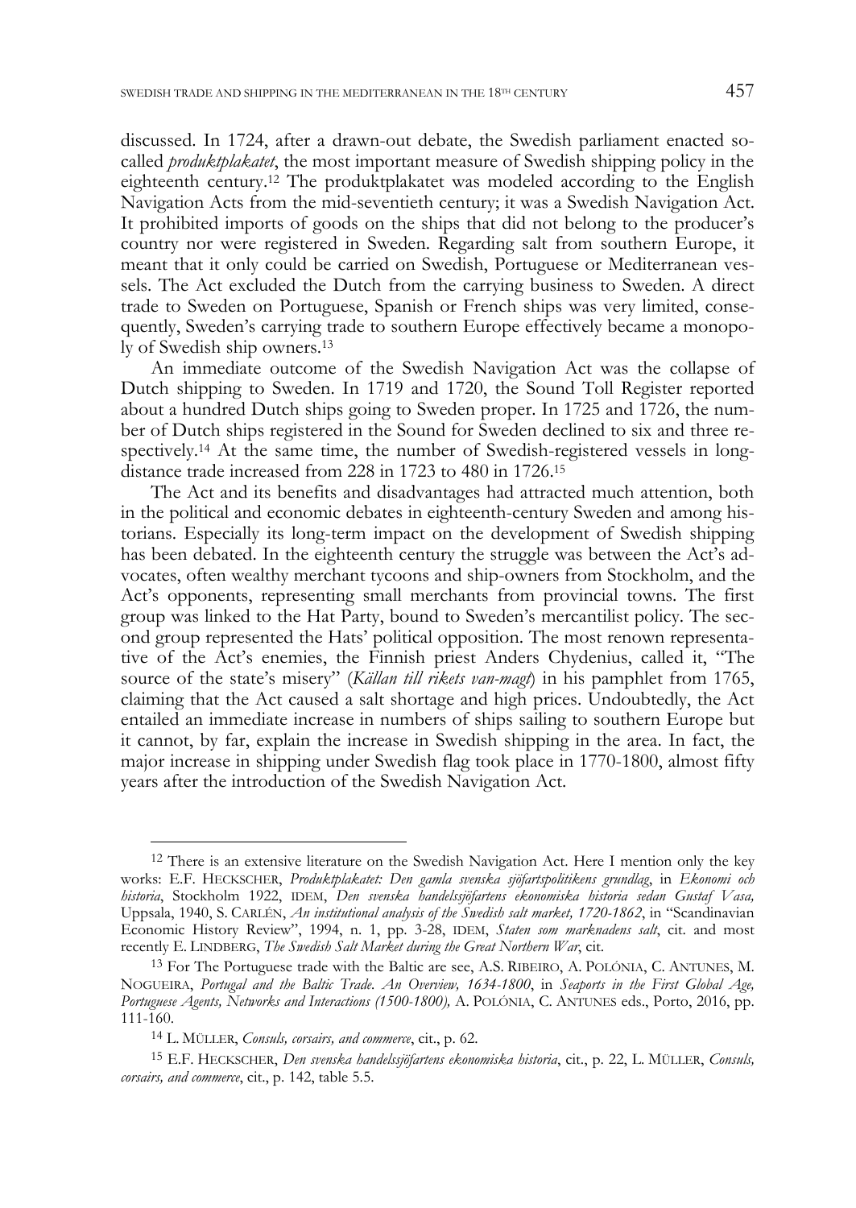discussed. In 1724, after a drawn-out debate, the Swedish parliament enacted so-called *produktplakatet*, the most important measure of Swedish shipping policy in the eighteenth century.[12] The produktplakatet was modeled according to the English Navigation Acts from the mid-seventieth century; it was a Swedish Navigation Act. It prohibited imports of goods on the ships that did not belong to the producer's country nor were registered in Sweden. Regarding salt from southern Europe, it meant that it only could be carried on Swedish, Portuguese or Mediterranean vessels. The Act excluded the Dutch from the carrying business to Sweden. A direct trade to Sweden on Portuguese, Spanish or French ships was very limited, consequently, Sweden's carrying trade to southern Europe effectively became a monopoly of Swedish ship owners.[13]

An immediate outcome of the Swedish Navigation Act was the collapse of Dutch shipping to Sweden. In 1719 and 1720, the Sound Toll Register reported about a hundred Dutch ships going to Sweden proper. In 1725 and 1726, the number of Dutch ships registered in the Sound for Sweden declined to six and three respectively.[14] At the same time, the number of Swedish-registered vessels in long-distance trade increased from 228 in 1723 to 480 in 1726.[15]

The Act and its benefits and disadvantages had attracted much attention, both in the political and economic debates in eighteenth-century Sweden and among historians. Especially its long-term impact on the development of Swedish shipping has been debated. In the eighteenth century the struggle was between the Act's advocates, often wealthy merchant tycoons and ship-owners from Stockholm, and the Act's opponents, representing small merchants from provincial towns. The first group was linked to the Hat Party, bound to Sweden's mercantilist policy. The second group represented the Hats' political opposition. The most renown representative of the Act's enemies, the Finnish priest Anders Chydenius, called it, "The source of the state's misery" (*Källan till rikets van-magt*) in his pamphlet from 1765, claiming that the Act caused a salt shortage and high prices. Undoubtedly, the Act entailed an immediate increase in numbers of ships sailing to southern Europe but it cannot, by far, explain the increase in Swedish shipping in the area. In fact, the major increase in shipping under Swedish flag took place in 1770-1800, almost fifty years after the introduction of the Swedish Navigation Act.

---

[12] There is an extensive literature on the Swedish Navigation Act. Here I mention only the key works: E.F. HECKSCHER, *Produktplakatet: Den gamla svenska sjöfartspolitikens grundlag*, in *Ekonomi och historia*, Stockholm 1922, IDEM, *Den svenska handelssjöfartens ekonomiska historia sedan Gustaf Vasa,* Uppsala, 1940, S. CARLÉN, *An institutional analysis of the Swedish salt market, 1720-1862*, in "Scandinavian Economic History Review", 1994, n. 1, pp. 3-28, IDEM, *Staten som marknadens salt*, cit. and most recently E. LINDBERG, *The Swedish Salt Market during the Great Northern War*, cit.

[13] For The Portuguese trade with the Baltic are see, A.S. RIBEIRO, A. POLÓNIA, C. ANTUNES, M. NOGUEIRA, *Portugal and the Baltic Trade. An Overview, 1634-1800*, in *Seaports in the First Global Age, Portuguese Agents, Networks and Interactions (1500-1800),* A. POLÓNIA, C. ANTUNES eds., Porto, 2016, pp. 111-160.

[14] L. MÜLLER, *Consuls, corsairs, and commerce*, cit., p. 62.

[15] E.F. HECKSCHER, *Den svenska handelssjöfartens ekonomiska historia*, cit., p. 22, L. MÜLLER, *Consuls, corsairs, and commerce*, cit., p. 142, table 5.5.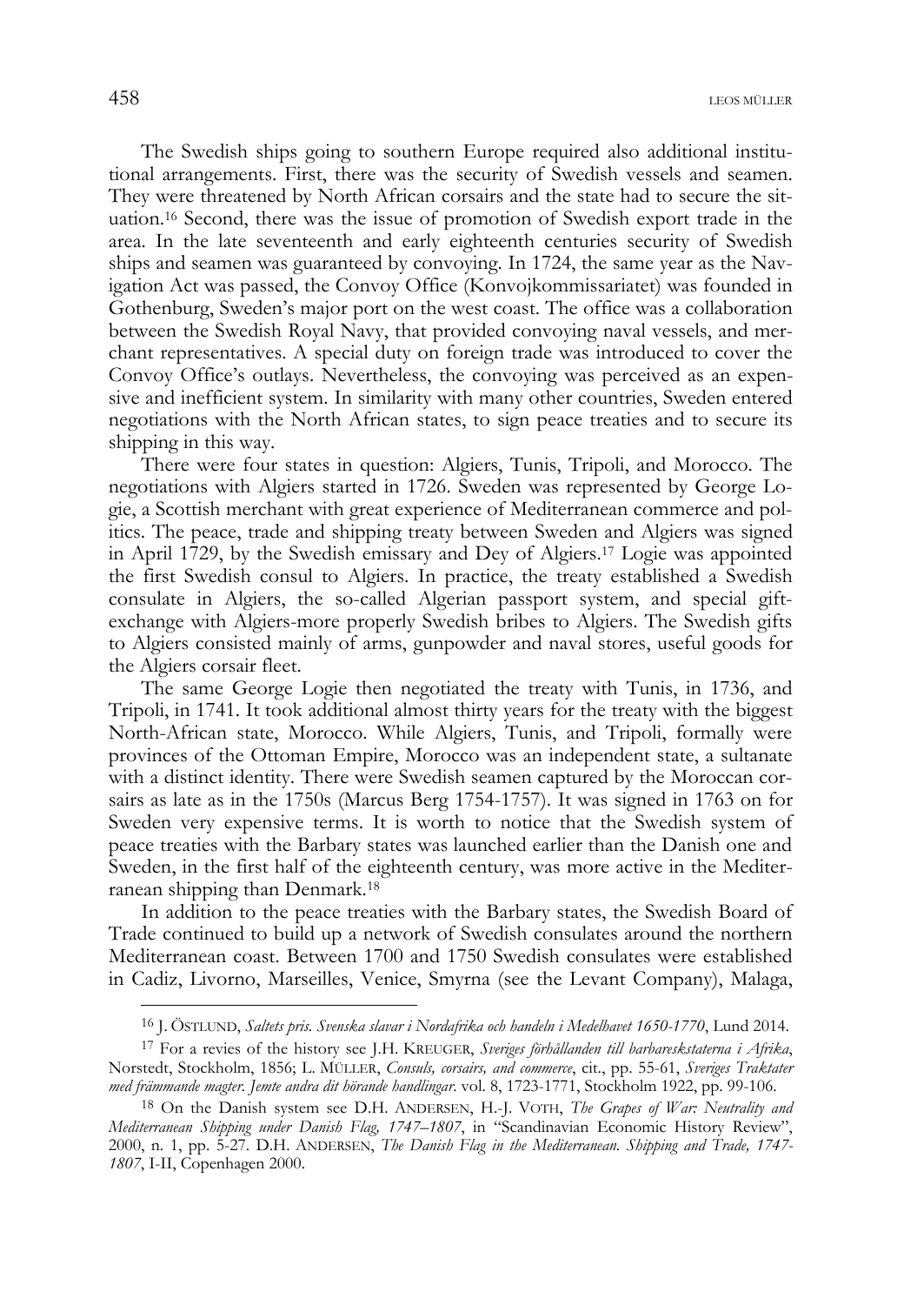The Swedish ships going to southern Europe required also additional institutional arrangements. First, there was the security of Swedish vessels and seamen. They were threatened by North African corsairs and the state had to secure the situation.[16] Second, there was the issue of promotion of Swedish export trade in the area. In the late seventeenth and early eighteenth centuries security of Swedish ships and seamen was guaranteed by convoying. In 1724, the same year as the Navigation Act was passed, the Convoy Office (Konvojkommissariatet) was founded in Gothenburg, Sweden's major port on the west coast. The office was a collaboration between the Swedish Royal Navy, that provided convoying naval vessels, and merchant representatives. A special duty on foreign trade was introduced to cover the Convoy Office's outlays. Nevertheless, the convoying was perceived as an expensive and inefficient system. In similarity with many other countries, Sweden entered negotiations with the North African states, to sign peace treaties and to secure its shipping in this way.

There were four states in question: Algiers, Tunis, Tripoli, and Morocco. The negotiations with Algiers started in 1726. Sweden was represented by George Logie, a Scottish merchant with great experience of Mediterranean commerce and politics. The peace, trade and shipping treaty between Sweden and Algiers was signed in April 1729, by the Swedish emissary and Dey of Algiers.[17] Logie was appointed the first Swedish consul to Algiers. In practice, the treaty established a Swedish consulate in Algiers, the so-called Algerian passport system, and special gift-exchange with Algiers-more properly Swedish bribes to Algiers. The Swedish gifts to Algiers consisted mainly of arms, gunpowder and naval stores, useful goods for the Algiers corsair fleet.

The same George Logie then negotiated the treaty with Tunis, in 1736, and Tripoli, in 1741. It took additional almost thirty years for the treaty with the biggest North-African state, Morocco. While Algiers, Tunis, and Tripoli, formally were provinces of the Ottoman Empire, Morocco was an independent state, a sultanate with a distinct identity. There were Swedish seamen captured by the Moroccan corsairs as late as in the 1750s (Marcus Berg 1754-1757). It was signed in 1763 on for Sweden very expensive terms. It is worth to notice that the Swedish system of peace treaties with the Barbary states was launched earlier than the Danish one and Sweden, in the first half of the eighteenth century, was more active in the Mediterranean shipping than Denmark.[18]

In addition to the peace treaties with the Barbary states, the Swedish Board of Trade continued to build up a network of Swedish consulates around the northern Mediterranean coast. Between 1700 and 1750 Swedish consulates were established in Cadiz, Livorno, Marseilles, Venice, Smyrna (see the Levant Company), Malaga,

---

[16] J. ÖSTLUND, *Saltets pris. Svenska slavar i Nordafrika och handeln i Medelhavet 1650-1770*, Lund 2014.

[17] For a revies of the history see J.H. KREUGER, *Sveriges förhållanden till barbareskstaterna i Afrika*, Norstedt, Stockholm, 1856; L. MÜLLER, *Consuls, corsairs, and commerce*, cit., pp. 55-61, *Sveriges Traktater med främmande magter. Jemte andra dit hörande handlingar*. vol. 8, 1723-1771, Stockholm 1922, pp. 99-106.

[18] On the Danish system see D.H. ANDERSEN, H.-J. VOTH, *The Grapes of War: Neutrality and Mediterranean Shipping under Danish Flag, 1747–1807*, in "Scandinavian Economic History Review", 2000, n. 1, pp. 5-27. D.H. ANDERSEN, *The Danish Flag in the Mediterranean. Shipping and Trade, 1747-1807*, I-II, Copenhagen 2000.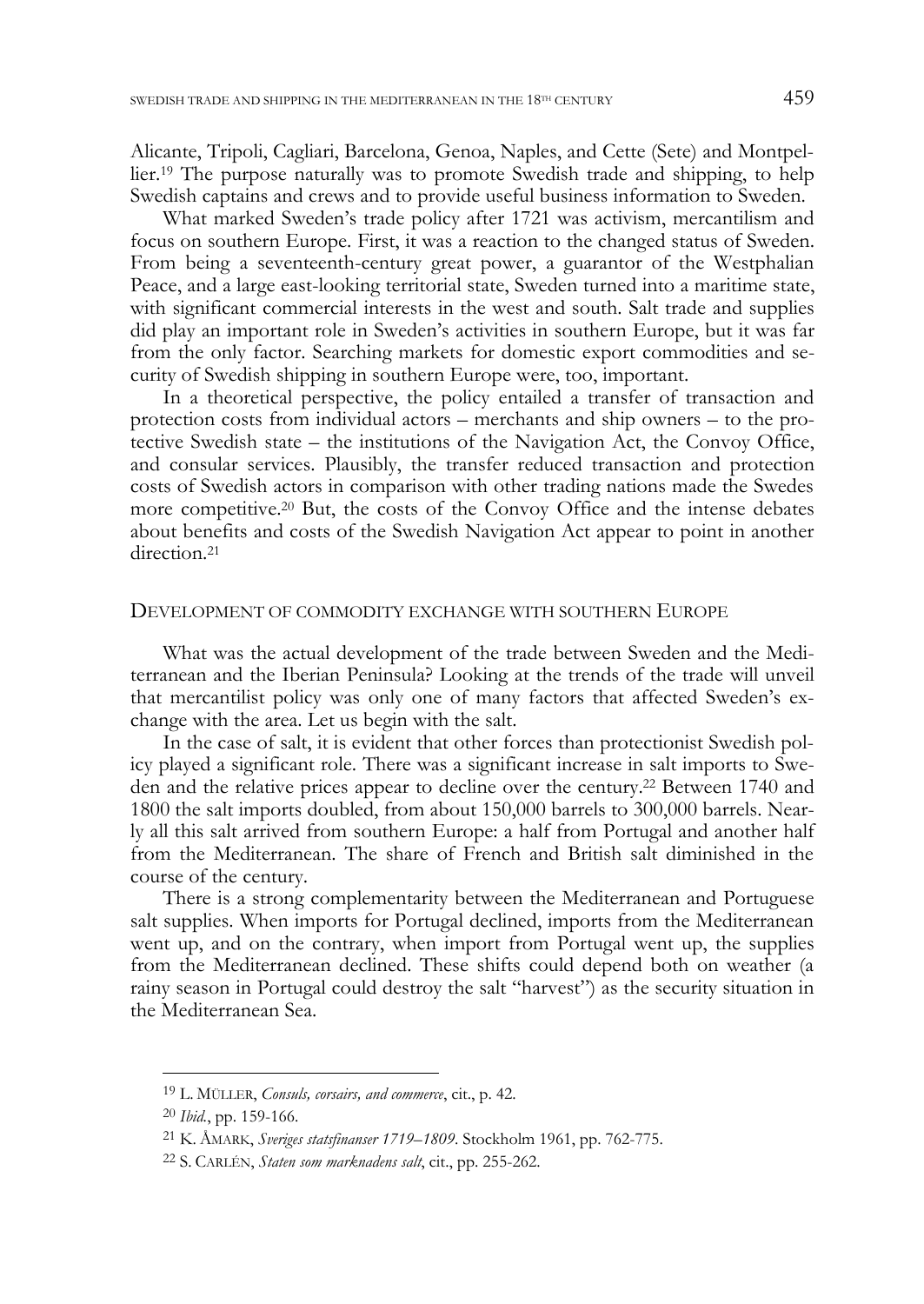Alicante, Tripoli, Cagliari, Barcelona, Genoa, Naples, and Cette (Sete) and Montpellier.[19] The purpose naturally was to promote Swedish trade and shipping, to help Swedish captains and crews and to provide useful business information to Sweden.

What marked Sweden's trade policy after 1721 was activism, mercantilism and focus on southern Europe. First, it was a reaction to the changed status of Sweden. From being a seventeenth-century great power, a guarantor of the Westphalian Peace, and a large east-looking territorial state, Sweden turned into a maritime state, with significant commercial interests in the west and south. Salt trade and supplies did play an important role in Sweden's activities in southern Europe, but it was far from the only factor. Searching markets for domestic export commodities and security of Swedish shipping in southern Europe were, too, important.

In a theoretical perspective, the policy entailed a transfer of transaction and protection costs from individual actors – merchants and ship owners – to the protective Swedish state – the institutions of the Navigation Act, the Convoy Office, and consular services. Plausibly, the transfer reduced transaction and protection costs of Swedish actors in comparison with other trading nations made the Swedes more competitive.[20] But, the costs of the Convoy Office and the intense debates about benefits and costs of the Swedish Navigation Act appear to point in another direction.[21]

## DEVELOPMENT OF COMMODITY EXCHANGE WITH SOUTHERN EUROPE

What was the actual development of the trade between Sweden and the Mediterranean and the Iberian Peninsula? Looking at the trends of the trade will unveil that mercantilist policy was only one of many factors that affected Sweden's exchange with the area. Let us begin with the salt.

In the case of salt, it is evident that other forces than protectionist Swedish policy played a significant role. There was a significant increase in salt imports to Sweden and the relative prices appear to decline over the century.[22] Between 1740 and 1800 the salt imports doubled, from about 150,000 barrels to 300,000 barrels. Nearly all this salt arrived from southern Europe: a half from Portugal and another half from the Mediterranean. The share of French and British salt diminished in the course of the century.

There is a strong complementarity between the Mediterranean and Portuguese salt supplies. When imports for Portugal declined, imports from the Mediterranean went up, and on the contrary, when import from Portugal went up, the supplies from the Mediterranean declined. These shifts could depend both on weather (a rainy season in Portugal could destroy the salt "harvest") as the security situation in the Mediterranean Sea.

---

[19] L. MÜLLER, *Consuls, corsairs, and commerce*, cit., p. 42.

[20] *Ibid.*, pp. 159-166.

[21] K. ÅMARK, *Sveriges statsfinanser 1719–1809*. Stockholm 1961, pp. 762-775.

[22] S. CARLÉN, *Staten som marknadens salt*, cit., pp. 255-262.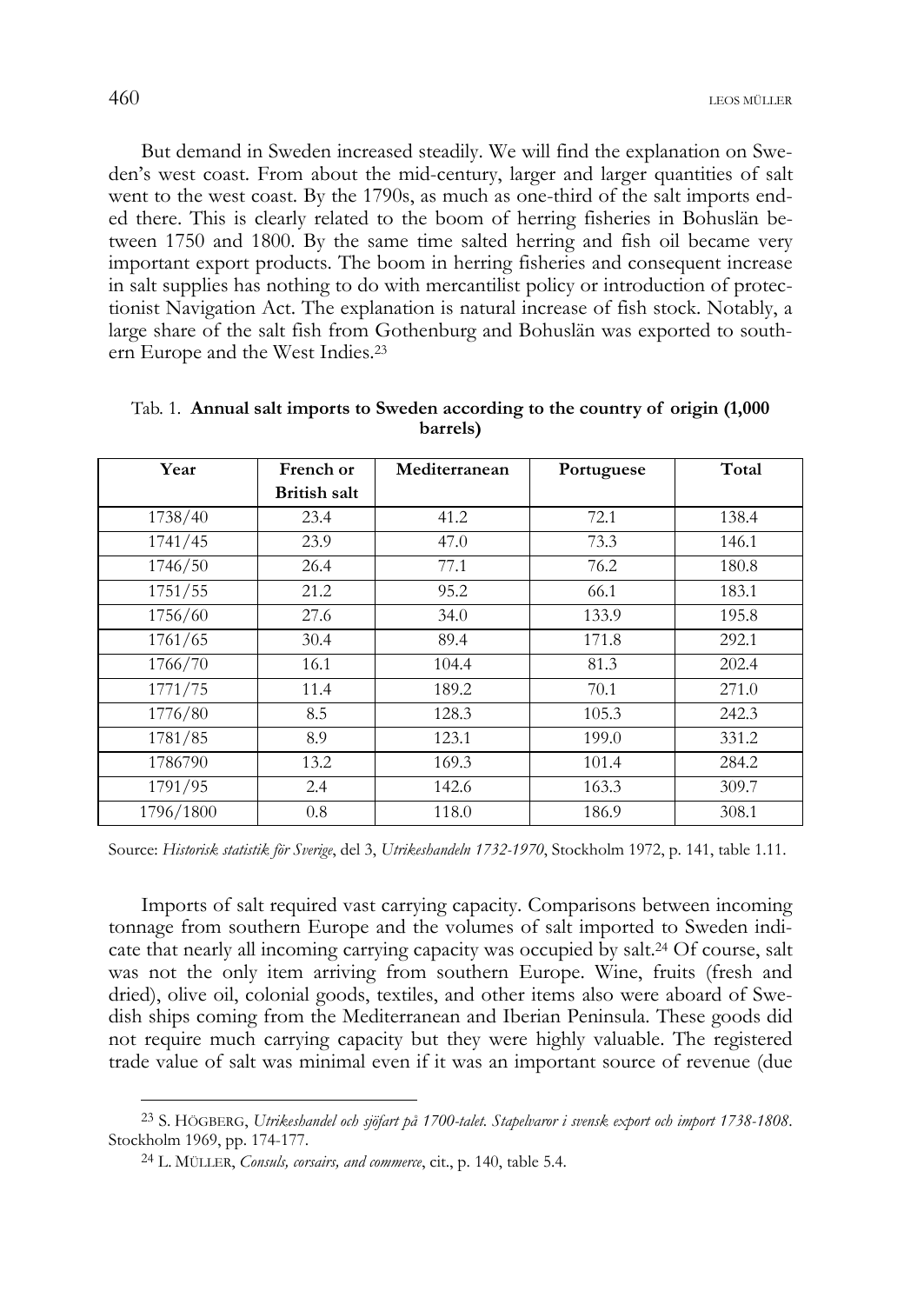But demand in Sweden increased steadily. We will find the explanation on Sweden's west coast. From about the mid-century, larger and larger quantities of salt went to the west coast. By the 1790s, as much as one-third of the salt imports ended there. This is clearly related to the boom of herring fisheries in Bohuslän between 1750 and 1800. By the same time salted herring and fish oil became very important export products. The boom in herring fisheries and consequent increase in salt supplies has nothing to do with mercantilist policy or introduction of protectionist Navigation Act. The explanation is natural increase of fish stock. Notably, a large share of the salt fish from Gothenburg and Bohuslän was exported to southern Europe and the West Indies.[23]

Tab. 1. **Annual salt imports to Sweden according to the country of origin (1,000 barrels)**

| Year | French or British salt | Mediterranean | Portuguese | Total |
|---|---|---|---|---|
| 1738/40 | 23.4 | 41.2 | 72.1 | 138.4 |
| 1741/45 | 23.9 | 47.0 | 73.3 | 146.1 |
| 1746/50 | 26.4 | 77.1 | 76.2 | 180.8 |
| 1751/55 | 21.2 | 95.2 | 66.1 | 183.1 |
| 1756/60 | 27.6 | 34.0 | 133.9 | 195.8 |
| 1761/65 | 30.4 | 89.4 | 171.8 | 292.1 |
| 1766/70 | 16.1 | 104.4 | 81.3 | 202.4 |
| 1771/75 | 11.4 | 189.2 | 70.1 | 271.0 |
| 1776/80 | 8.5 | 128.3 | 105.3 | 242.3 |
| 1781/85 | 8.9 | 123.1 | 199.0 | 331.2 |
| 1786790 | 13.2 | 169.3 | 101.4 | 284.2 |
| 1791/95 | 2.4 | 142.6 | 163.3 | 309.7 |
| 1796/1800 | 0.8 | 118.0 | 186.9 | 308.1 |

Source: *Historisk statistik för Sverige*, del 3, *Utrikeshandeln 1732-1970*, Stockholm 1972, p. 141, table 1.11.

Imports of salt required vast carrying capacity. Comparisons between incoming tonnage from southern Europe and the volumes of salt imported to Sweden indicate that nearly all incoming carrying capacity was occupied by salt.[24] Of course, salt was not the only item arriving from southern Europe. Wine, fruits (fresh and dried), olive oil, colonial goods, textiles, and other items also were aboard of Swedish ships coming from the Mediterranean and Iberian Peninsula. These goods did not require much carrying capacity but they were highly valuable. The registered trade value of salt was minimal even if it was an important source of revenue (due

[23] S. HÖGBERG, *Utrikeshandel och sjöfart på 1700-talet. Stapelvaror i svensk export och import 1738-1808*. Stockholm 1969, pp. 174-177.

[24] L. MÜLLER, *Consuls, corsairs, and commerce*, cit., p. 140, table 5.4.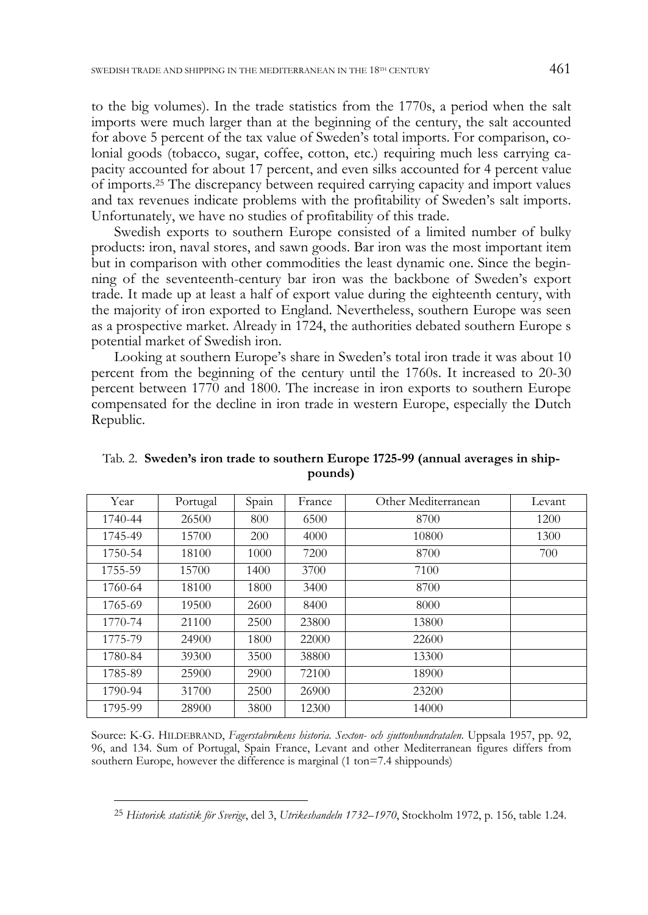to the big volumes). In the trade statistics from the 1770s, a period when the salt imports were much larger than at the beginning of the century, the salt accounted for above 5 percent of the tax value of Sweden's total imports. For comparison, colonial goods (tobacco, sugar, coffee, cotton, etc.) requiring much less carrying capacity accounted for about 17 percent, and even silks accounted for 4 percent value of imports.[25] The discrepancy between required carrying capacity and import values and tax revenues indicate problems with the profitability of Sweden's salt imports. Unfortunately, we have no studies of profitability of this trade.

Swedish exports to southern Europe consisted of a limited number of bulky products: iron, naval stores, and sawn goods. Bar iron was the most important item but in comparison with other commodities the least dynamic one. Since the beginning of the seventeenth-century bar iron was the backbone of Sweden's export trade. It made up at least a half of export value during the eighteenth century, with the majority of iron exported to England. Nevertheless, southern Europe was seen as a prospective market. Already in 1724, the authorities debated southern Europe s potential market of Swedish iron.

Looking at southern Europe's share in Sweden's total iron trade it was about 10 percent from the beginning of the century until the 1760s. It increased to 20-30 percent between 1770 and 1800. The increase in iron exports to southern Europe compensated for the decline in iron trade in western Europe, especially the Dutch Republic.

Tab. 2. **Sweden's iron trade to southern Europe 1725-99 (annual averages in shippounds)**

| Year | Portugal | Spain | France | Other Mediterranean | Levant |
|---|---|---|---|---|---|
| 1740-44 | 26500 | 800 | 6500 | 8700 | 1200 |
| 1745-49 | 15700 | 200 | 4000 | 10800 | 1300 |
| 1750-54 | 18100 | 1000 | 7200 | 8700 | 700 |
| 1755-59 | 15700 | 1400 | 3700 | 7100 | |
| 1760-64 | 18100 | 1800 | 3400 | 8700 | |
| 1765-69 | 19500 | 2600 | 8400 | 8000 | |
| 1770-74 | 21100 | 2500 | 23800 | 13800 | |
| 1775-79 | 24900 | 1800 | 22000 | 22600 | |
| 1780-84 | 39300 | 3500 | 38800 | 13300 | |
| 1785-89 | 25900 | 2900 | 72100 | 18900 | |
| 1790-94 | 31700 | 2500 | 26900 | 23200 | |
| 1795-99 | 28900 | 3800 | 12300 | 14000 | |

Source: K-G. HILDEBRAND, *Fagerstabrukens historia. Sexton- och sjuttonhundratalen.* Uppsala 1957, pp. 92, 96, and 134. Sum of Portugal, Spain France, Levant and other Mediterranean figures differs from southern Europe, however the difference is marginal (1 ton=7.4 shippounds)

[25] *Historisk statistik för Sverige*, del 3, *Utrikeshandeln 1732–1970*, Stockholm 1972, p. 156, table 1.24.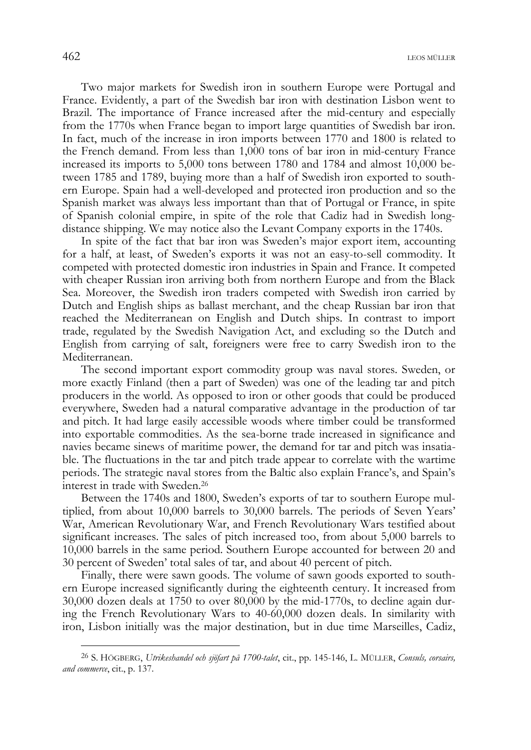Two major markets for Swedish iron in southern Europe were Portugal and France. Evidently, a part of the Swedish bar iron with destination Lisbon went to Brazil. The importance of France increased after the mid-century and especially from the 1770s when France began to import large quantities of Swedish bar iron. In fact, much of the increase in iron imports between 1770 and 1800 is related to the French demand. From less than 1,000 tons of bar iron in mid-century France increased its imports to 5,000 tons between 1780 and 1784 and almost 10,000 between 1785 and 1789, buying more than a half of Swedish iron exported to southern Europe. Spain had a well-developed and protected iron production and so the Spanish market was always less important than that of Portugal or France, in spite of Spanish colonial empire, in spite of the role that Cadiz had in Swedish long-distance shipping. We may notice also the Levant Company exports in the 1740s.

In spite of the fact that bar iron was Sweden's major export item, accounting for a half, at least, of Sweden's exports it was not an easy-to-sell commodity. It competed with protected domestic iron industries in Spain and France. It competed with cheaper Russian iron arriving both from northern Europe and from the Black Sea. Moreover, the Swedish iron traders competed with Swedish iron carried by Dutch and English ships as ballast merchant, and the cheap Russian bar iron that reached the Mediterranean on English and Dutch ships. In contrast to import trade, regulated by the Swedish Navigation Act, and excluding so the Dutch and English from carrying of salt, foreigners were free to carry Swedish iron to the Mediterranean.

The second important export commodity group was naval stores. Sweden, or more exactly Finland (then a part of Sweden) was one of the leading tar and pitch producers in the world. As opposed to iron or other goods that could be produced everywhere, Sweden had a natural comparative advantage in the production of tar and pitch. It had large easily accessible woods where timber could be transformed into exportable commodities. As the sea-borne trade increased in significance and navies became sinews of maritime power, the demand for tar and pitch was insatiable. The fluctuations in the tar and pitch trade appear to correlate with the wartime periods. The strategic naval stores from the Baltic also explain France's, and Spain's interest in trade with Sweden.[26]

Between the 1740s and 1800, Sweden's exports of tar to southern Europe multiplied, from about 10,000 barrels to 30,000 barrels. The periods of Seven Years' War, American Revolutionary War, and French Revolutionary Wars testified about significant increases. The sales of pitch increased too, from about 5,000 barrels to 10,000 barrels in the same period. Southern Europe accounted for between 20 and 30 percent of Sweden' total sales of tar, and about 40 percent of pitch.

Finally, there were sawn goods. The volume of sawn goods exported to southern Europe increased significantly during the eighteenth century. It increased from 30,000 dozen deals at 1750 to over 80,000 by the mid-1770s, to decline again during the French Revolutionary Wars to 40-60,000 dozen deals. In similarity with iron, Lisbon initially was the major destination, but in due time Marseilles, Cadiz,

---

[26] S. HÖGBERG, *Utrikeshandel och sjöfart på 1700-talet*, cit., pp. 145-146, L. MÜLLER, *Consuls, corsairs, and commerce*, cit., p. 137.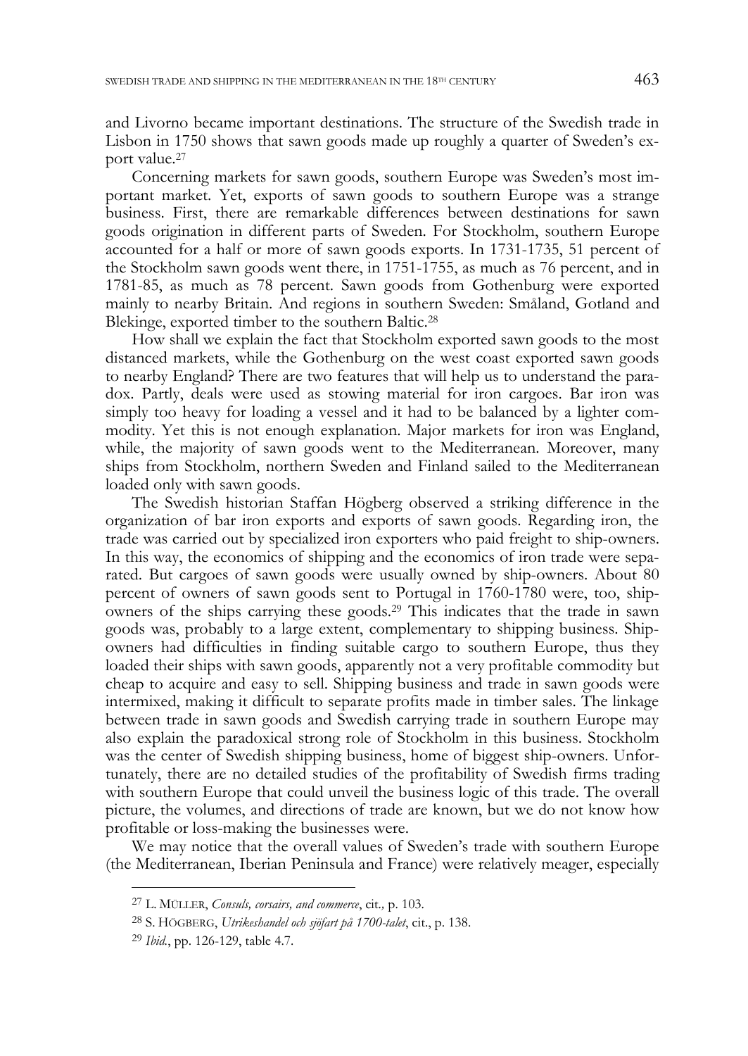and Livorno became important destinations. The structure of the Swedish trade in Lisbon in 1750 shows that sawn goods made up roughly a quarter of Sweden's export value.[27]

Concerning markets for sawn goods, southern Europe was Sweden's most important market. Yet, exports of sawn goods to southern Europe was a strange business. First, there are remarkable differences between destinations for sawn goods origination in different parts of Sweden. For Stockholm, southern Europe accounted for a half or more of sawn goods exports. In 1731-1735, 51 percent of the Stockholm sawn goods went there, in 1751-1755, as much as 76 percent, and in 1781-85, as much as 78 percent. Sawn goods from Gothenburg were exported mainly to nearby Britain. And regions in southern Sweden: Småland, Gotland and Blekinge, exported timber to the southern Baltic.[28]

How shall we explain the fact that Stockholm exported sawn goods to the most distanced markets, while the Gothenburg on the west coast exported sawn goods to nearby England? There are two features that will help us to understand the paradox. Partly, deals were used as stowing material for iron cargoes. Bar iron was simply too heavy for loading a vessel and it had to be balanced by a lighter commodity. Yet this is not enough explanation. Major markets for iron was England, while, the majority of sawn goods went to the Mediterranean. Moreover, many ships from Stockholm, northern Sweden and Finland sailed to the Mediterranean loaded only with sawn goods.

The Swedish historian Staffan Högberg observed a striking difference in the organization of bar iron exports and exports of sawn goods. Regarding iron, the trade was carried out by specialized iron exporters who paid freight to ship-owners. In this way, the economics of shipping and the economics of iron trade were separated. But cargoes of sawn goods were usually owned by ship-owners. About 80 percent of owners of sawn goods sent to Portugal in 1760-1780 were, too, ship-owners of the ships carrying these goods.[29] This indicates that the trade in sawn goods was, probably to a large extent, complementary to shipping business. Ship-owners had difficulties in finding suitable cargo to southern Europe, thus they loaded their ships with sawn goods, apparently not a very profitable commodity but cheap to acquire and easy to sell. Shipping business and trade in sawn goods were intermixed, making it difficult to separate profits made in timber sales. The linkage between trade in sawn goods and Swedish carrying trade in southern Europe may also explain the paradoxical strong role of Stockholm in this business. Stockholm was the center of Swedish shipping business, home of biggest ship-owners. Unfortunately, there are no detailed studies of the profitability of Swedish firms trading with southern Europe that could unveil the business logic of this trade. The overall picture, the volumes, and directions of trade are known, but we do not know how profitable or loss-making the businesses were.

We may notice that the overall values of Sweden's trade with southern Europe (the Mediterranean, Iberian Peninsula and France) were relatively meager, especially

---

[27] L. Müller, *Consuls, corsairs, and commerce*, cit., p. 103.

[28] S. Högberg, *Utrikeshandel och sjöfart på 1700-talet*, cit., p. 138.

[29] *Ibid.*, pp. 126-129, table 4.7.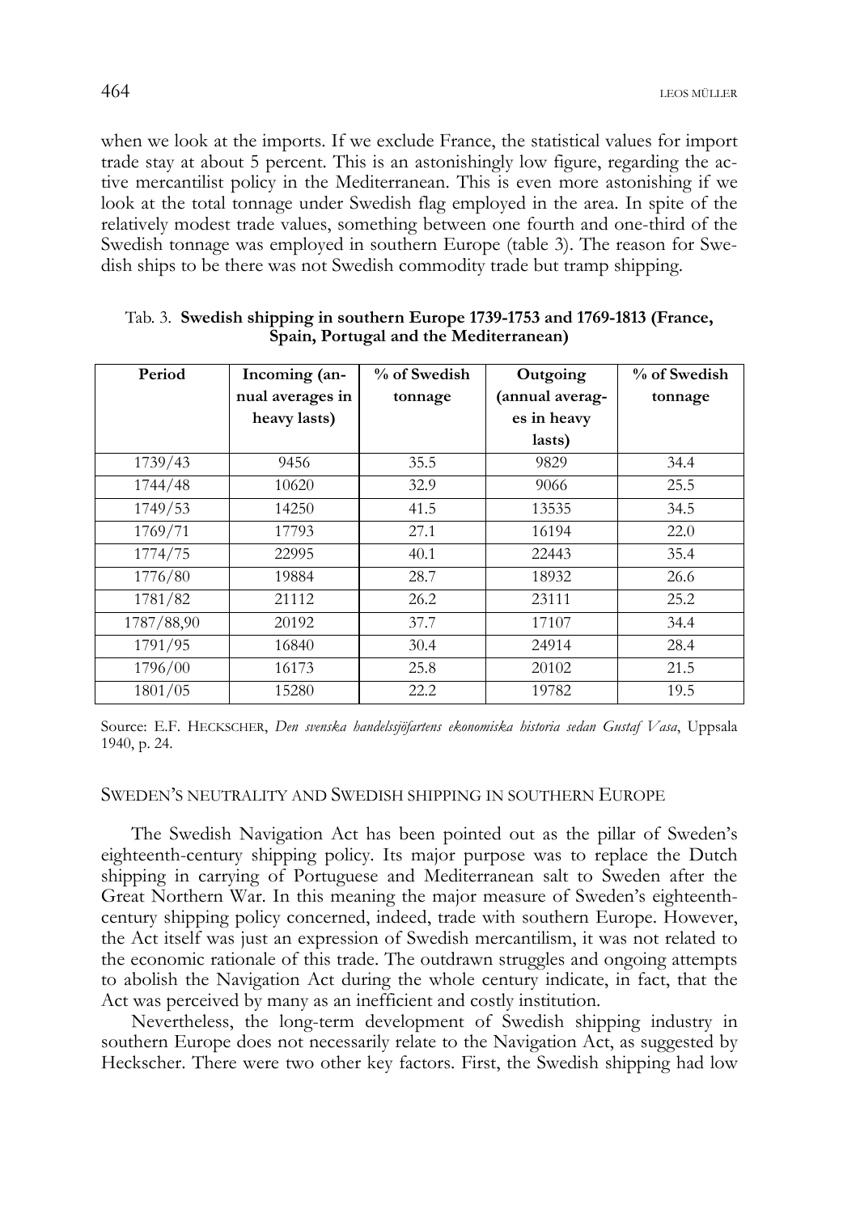when we look at the imports. If we exclude France, the statistical values for import trade stay at about 5 percent. This is an astonishingly low figure, regarding the active mercantilist policy in the Mediterranean. This is even more astonishing if we look at the total tonnage under Swedish flag employed in the area. In spite of the relatively modest trade values, something between one fourth and one-third of the Swedish tonnage was employed in southern Europe (table 3). The reason for Swedish ships to be there was not Swedish commodity trade but tramp shipping.

Tab. 3. **Swedish shipping in southern Europe 1739-1753 and 1769-1813 (France, Spain, Portugal and the Mediterranean)**

| Period | Incoming (annual averages in heavy lasts) | % of Swedish tonnage | Outgoing (annual averages in heavy lasts) | % of Swedish tonnage |
|---|---|---|---|---|
| 1739/43 | 9456 | 35.5 | 9829 | 34.4 |
| 1744/48 | 10620 | 32.9 | 9066 | 25.5 |
| 1749/53 | 14250 | 41.5 | 13535 | 34.5 |
| 1769/71 | 17793 | 27.1 | 16194 | 22.0 |
| 1774/75 | 22995 | 40.1 | 22443 | 35.4 |
| 1776/80 | 19884 | 28.7 | 18932 | 26.6 |
| 1781/82 | 21112 | 26.2 | 23111 | 25.2 |
| 1787/88,90 | 20192 | 37.7 | 17107 | 34.4 |
| 1791/95 | 16840 | 30.4 | 24914 | 28.4 |
| 1796/00 | 16173 | 25.8 | 20102 | 21.5 |
| 1801/05 | 15280 | 22.2 | 19782 | 19.5 |

Source: E.F. HECKSCHER, *Den svenska handelssjöfartens ekonomiska historia sedan Gustaf Vasa*, Uppsala 1940, p. 24.

## SWEDEN'S NEUTRALITY AND SWEDISH SHIPPING IN SOUTHERN EUROPE

The Swedish Navigation Act has been pointed out as the pillar of Sweden's eighteenth-century shipping policy. Its major purpose was to replace the Dutch shipping in carrying of Portuguese and Mediterranean salt to Sweden after the Great Northern War. In this meaning the major measure of Sweden's eighteenth-century shipping policy concerned, indeed, trade with southern Europe. However, the Act itself was just an expression of Swedish mercantilism, it was not related to the economic rationale of this trade. The outdrawn struggles and ongoing attempts to abolish the Navigation Act during the whole century indicate, in fact, that the Act was perceived by many as an inefficient and costly institution.

Nevertheless, the long-term development of Swedish shipping industry in southern Europe does not necessarily relate to the Navigation Act, as suggested by Heckscher. There were two other key factors. First, the Swedish shipping had low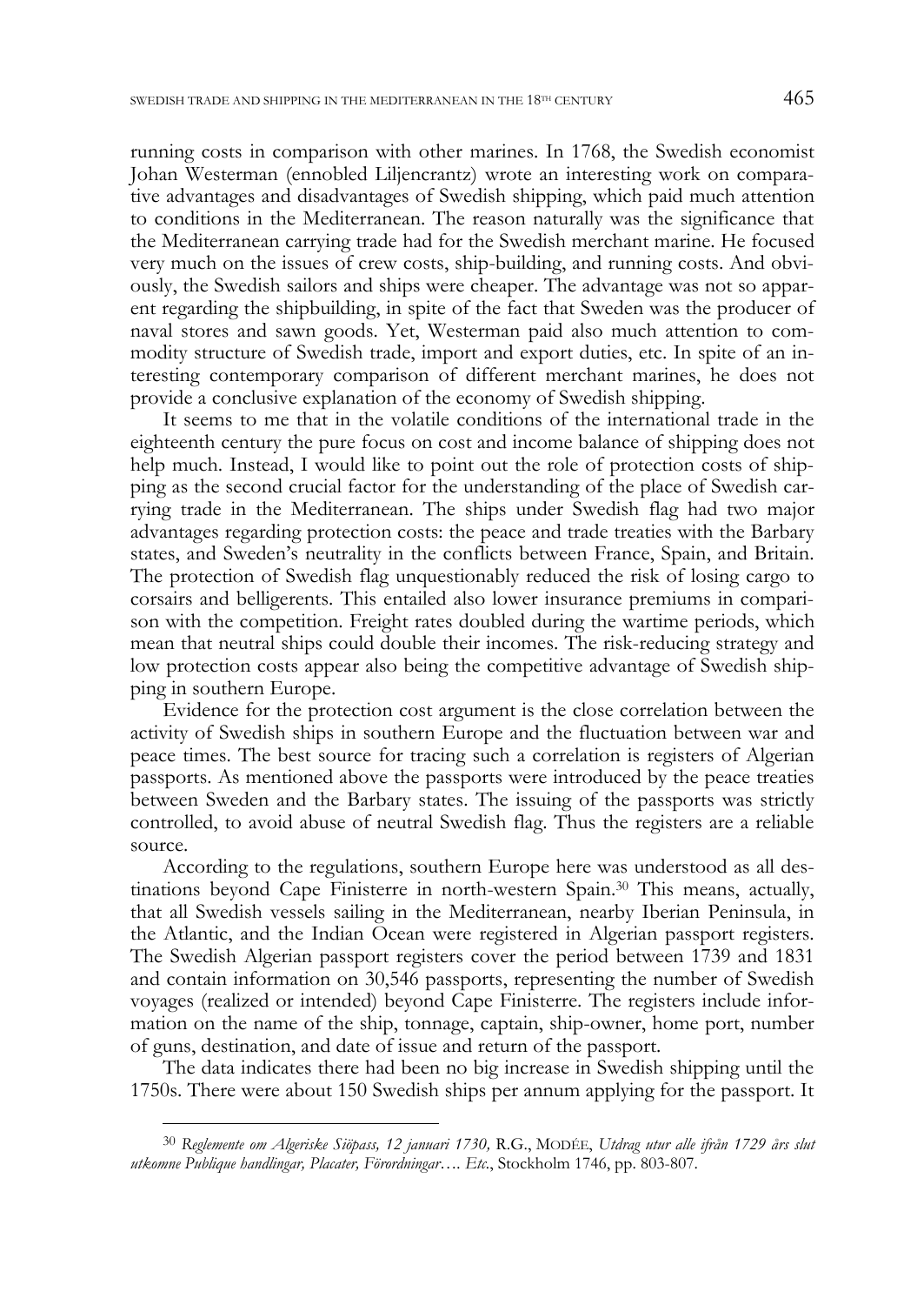running costs in comparison with other marines. In 1768, the Swedish economist Johan Westerman (ennobled Liljencrantz) wrote an interesting work on comparative advantages and disadvantages of Swedish shipping, which paid much attention to conditions in the Mediterranean. The reason naturally was the significance that the Mediterranean carrying trade had for the Swedish merchant marine. He focused very much on the issues of crew costs, ship-building, and running costs. And obviously, the Swedish sailors and ships were cheaper. The advantage was not so apparent regarding the shipbuilding, in spite of the fact that Sweden was the producer of naval stores and sawn goods. Yet, Westerman paid also much attention to commodity structure of Swedish trade, import and export duties, etc. In spite of an interesting contemporary comparison of different merchant marines, he does not provide a conclusive explanation of the economy of Swedish shipping.

It seems to me that in the volatile conditions of the international trade in the eighteenth century the pure focus on cost and income balance of shipping does not help much. Instead, I would like to point out the role of protection costs of shipping as the second crucial factor for the understanding of the place of Swedish carrying trade in the Mediterranean. The ships under Swedish flag had two major advantages regarding protection costs: the peace and trade treaties with the Barbary states, and Sweden's neutrality in the conflicts between France, Spain, and Britain. The protection of Swedish flag unquestionably reduced the risk of losing cargo to corsairs and belligerents. This entailed also lower insurance premiums in comparison with the competition. Freight rates doubled during the wartime periods, which mean that neutral ships could double their incomes. The risk-reducing strategy and low protection costs appear also being the competitive advantage of Swedish shipping in southern Europe.

Evidence for the protection cost argument is the close correlation between the activity of Swedish ships in southern Europe and the fluctuation between war and peace times. The best source for tracing such a correlation is registers of Algerian passports. As mentioned above the passports were introduced by the peace treaties between Sweden and the Barbary states. The issuing of the passports was strictly controlled, to avoid abuse of neutral Swedish flag. Thus the registers are a reliable source.

According to the regulations, southern Europe here was understood as all destinations beyond Cape Finisterre in north-western Spain.[30] This means, actually, that all Swedish vessels sailing in the Mediterranean, nearby Iberian Peninsula, in the Atlantic, and the Indian Ocean were registered in Algerian passport registers. The Swedish Algerian passport registers cover the period between 1739 and 1831 and contain information on 30,546 passports, representing the number of Swedish voyages (realized or intended) beyond Cape Finisterre. The registers include information on the name of the ship, tonnage, captain, ship-owner, home port, number of guns, destination, and date of issue and return of the passport.

The data indicates there had been no big increase in Swedish shipping until the 1750s. There were about 150 Swedish ships per annum applying for the passport. It

---

[30] *Reglemente om Algeriske Siöpass, 12 januari 1730,* R.G., MODÉE, *Utdrag utur alle ifrån 1729 års slut utkomne Publique handlingar, Placater, Förordningar…. Etc.*, Stockholm 1746, pp. 803-807.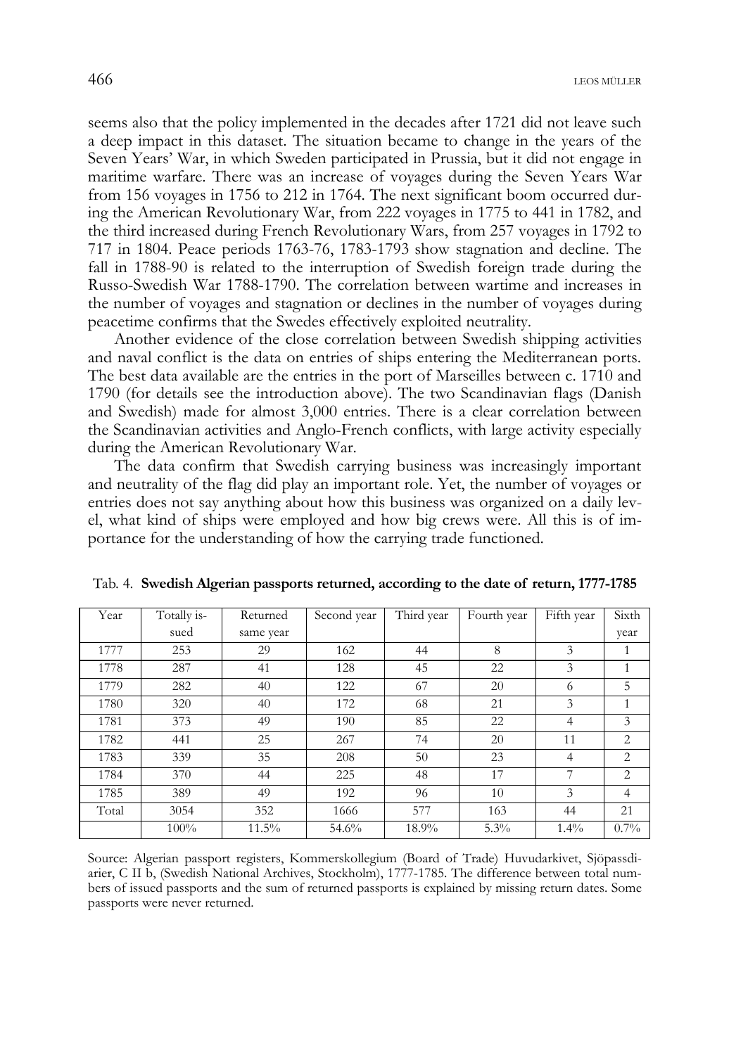seems also that the policy implemented in the decades after 1721 did not leave such a deep impact in this dataset. The situation became to change in the years of the Seven Years' War, in which Sweden participated in Prussia, but it did not engage in maritime warfare. There was an increase of voyages during the Seven Years War from 156 voyages in 1756 to 212 in 1764. The next significant boom occurred during the American Revolutionary War, from 222 voyages in 1775 to 441 in 1782, and the third increased during French Revolutionary Wars, from 257 voyages in 1792 to 717 in 1804. Peace periods 1763-76, 1783-1793 show stagnation and decline. The fall in 1788-90 is related to the interruption of Swedish foreign trade during the Russo-Swedish War 1788-1790. The correlation between wartime and increases in the number of voyages and stagnation or declines in the number of voyages during peacetime confirms that the Swedes effectively exploited neutrality.

Another evidence of the close correlation between Swedish shipping activities and naval conflict is the data on entries of ships entering the Mediterranean ports. The best data available are the entries in the port of Marseilles between c. 1710 and 1790 (for details see the introduction above). The two Scandinavian flags (Danish and Swedish) made for almost 3,000 entries. There is a clear correlation between the Scandinavian activities and Anglo-French conflicts, with large activity especially during the American Revolutionary War.

The data confirm that Swedish carrying business was increasingly important and neutrality of the flag did play an important role. Yet, the number of voyages or entries does not say anything about how this business was organized on a daily level, what kind of ships were employed and how big crews were. All this is of importance for the understanding of how the carrying trade functioned.

Tab. 4. **Swedish Algerian passports returned, according to the date of return, 1777-1785**

| Year | Totally issued | Returned same year | Second year | Third year | Fourth year | Fifth year | Sixth year |
|---|---|---|---|---|---|---|---|
| 1777 | 253 | 29 | 162 | 44 | 8 | 3 | 1 |
| 1778 | 287 | 41 | 128 | 45 | 22 | 3 | 1 |
| 1779 | 282 | 40 | 122 | 67 | 20 | 6 | 5 |
| 1780 | 320 | 40 | 172 | 68 | 21 | 3 | 1 |
| 1781 | 373 | 49 | 190 | 85 | 22 | 4 | 3 |
| 1782 | 441 | 25 | 267 | 74 | 20 | 11 | 2 |
| 1783 | 339 | 35 | 208 | 50 | 23 | 4 | 2 |
| 1784 | 370 | 44 | 225 | 48 | 17 | 7 | 2 |
| 1785 | 389 | 49 | 192 | 96 | 10 | 3 | 4 |
| Total | 3054 | 352 | 1666 | 577 | 163 | 44 | 21 |
| | 100% | 11.5% | 54.6% | 18.9% | 5.3% | 1.4% | 0.7% |

Source: Algerian passport registers, Kommerskollegium (Board of Trade) Huvudarkivet, Sjöpassdiarier, C II b, (Swedish National Archives, Stockholm), 1777-1785. The difference between total numbers of issued passports and the sum of returned passports is explained by missing return dates. Some passports were never returned.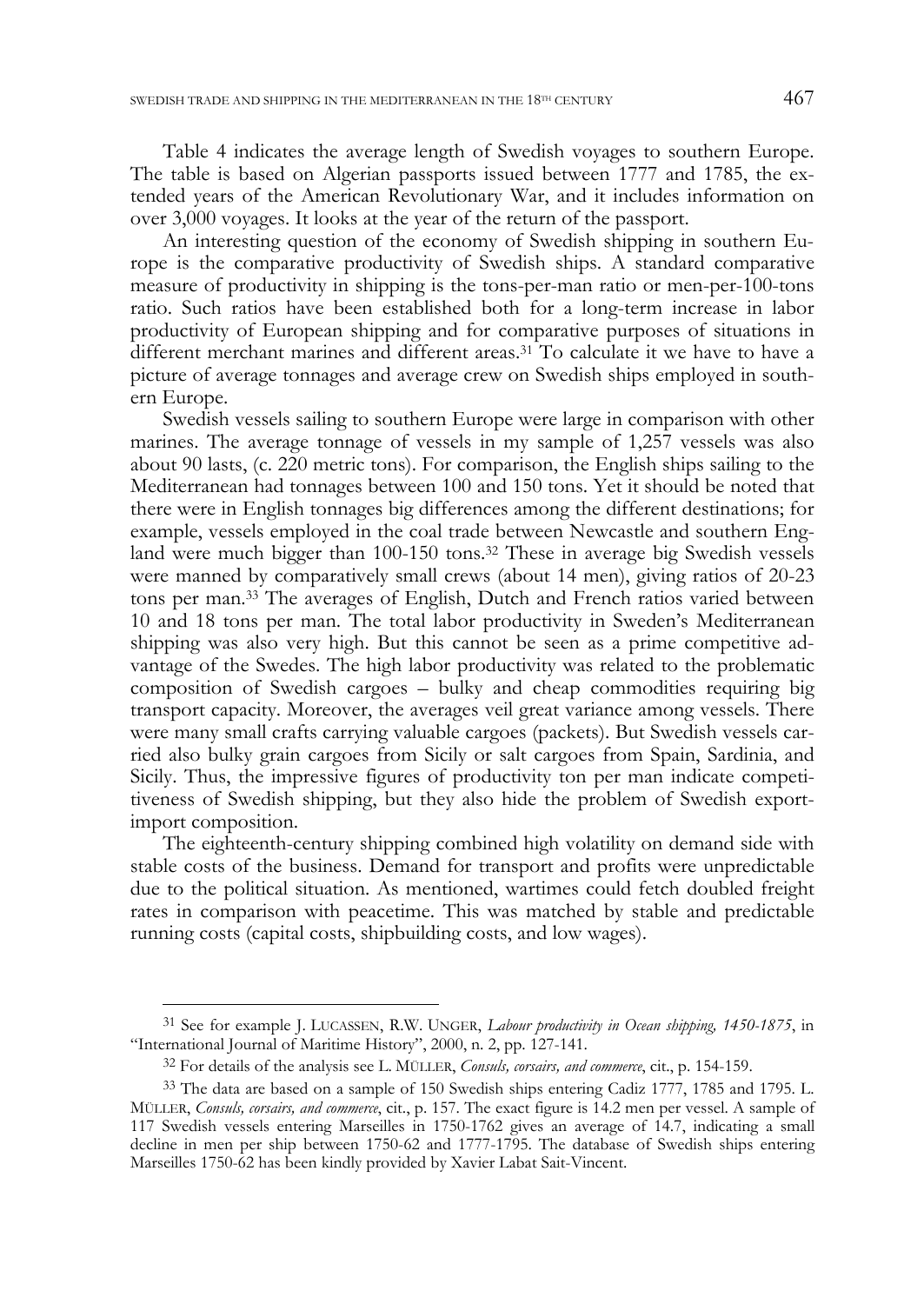Table 4 indicates the average length of Swedish voyages to southern Europe. The table is based on Algerian passports issued between 1777 and 1785, the extended years of the American Revolutionary War, and it includes information on over 3,000 voyages. It looks at the year of the return of the passport.

An interesting question of the economy of Swedish shipping in southern Europe is the comparative productivity of Swedish ships. A standard comparative measure of productivity in shipping is the tons-per-man ratio or men-per-100-tons ratio. Such ratios have been established both for a long-term increase in labor productivity of European shipping and for comparative purposes of situations in different merchant marines and different areas.[31] To calculate it we have to have a picture of average tonnages and average crew on Swedish ships employed in southern Europe.

Swedish vessels sailing to southern Europe were large in comparison with other marines. The average tonnage of vessels in my sample of 1,257 vessels was also about 90 lasts, (c. 220 metric tons). For comparison, the English ships sailing to the Mediterranean had tonnages between 100 and 150 tons. Yet it should be noted that there were in English tonnages big differences among the different destinations; for example, vessels employed in the coal trade between Newcastle and southern England were much bigger than 100-150 tons.[32] These in average big Swedish vessels were manned by comparatively small crews (about 14 men), giving ratios of 20-23 tons per man.[33] The averages of English, Dutch and French ratios varied between 10 and 18 tons per man. The total labor productivity in Sweden's Mediterranean shipping was also very high. But this cannot be seen as a prime competitive advantage of the Swedes. The high labor productivity was related to the problematic composition of Swedish cargoes – bulky and cheap commodities requiring big transport capacity. Moreover, the averages veil great variance among vessels. There were many small crafts carrying valuable cargoes (packets). But Swedish vessels carried also bulky grain cargoes from Sicily or salt cargoes from Spain, Sardinia, and Sicily. Thus, the impressive figures of productivity ton per man indicate competitiveness of Swedish shipping, but they also hide the problem of Swedish export-import composition.

The eighteenth-century shipping combined high volatility on demand side with stable costs of the business. Demand for transport and profits were unpredictable due to the political situation. As mentioned, wartimes could fetch doubled freight rates in comparison with peacetime. This was matched by stable and predictable running costs (capital costs, shipbuilding costs, and low wages).

---

[31] See for example J. LUCASSEN, R.W. UNGER, *Labour productivity in Ocean shipping, 1450-1875*, in "International Journal of Maritime History", 2000, n. 2, pp. 127-141.

[32] For details of the analysis see L. MÜLLER, *Consuls, corsairs, and commerce*, cit., p. 154-159.

[33] The data are based on a sample of 150 Swedish ships entering Cadiz 1777, 1785 and 1795. L. MÜLLER, *Consuls, corsairs, and commerce*, cit., p. 157. The exact figure is 14.2 men per vessel. A sample of 117 Swedish vessels entering Marseilles in 1750-1762 gives an average of 14.7, indicating a small decline in men per ship between 1750-62 and 1777-1795. The database of Swedish ships entering Marseilles 1750-62 has been kindly provided by Xavier Labat Sait-Vincent.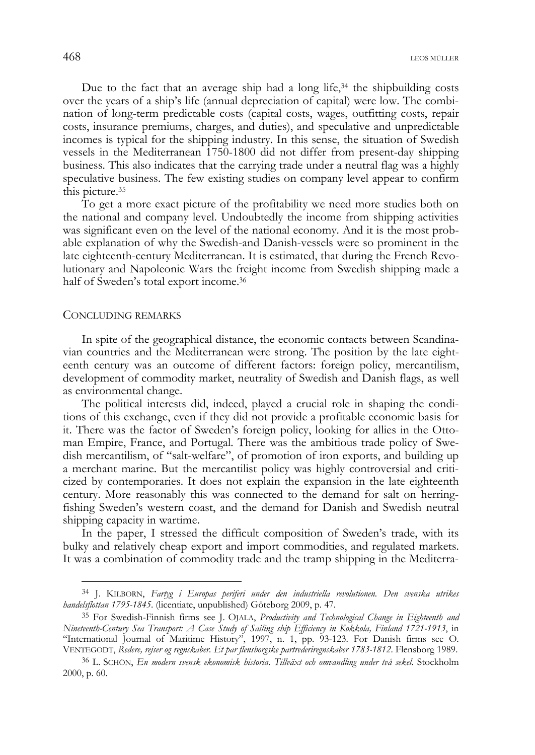Due to the fact that an average ship had a long life,[34] the shipbuilding costs over the years of a ship's life (annual depreciation of capital) were low. The combination of long-term predictable costs (capital costs, wages, outfitting costs, repair costs, insurance premiums, charges, and duties), and speculative and unpredictable incomes is typical for the shipping industry. In this sense, the situation of Swedish vessels in the Mediterranean 1750-1800 did not differ from present-day shipping business. This also indicates that the carrying trade under a neutral flag was a highly speculative business. The few existing studies on company level appear to confirm this picture.[35]

To get a more exact picture of the profitability we need more studies both on the national and company level. Undoubtedly the income from shipping activities was significant even on the level of the national economy. And it is the most probable explanation of why the Swedish-and Danish-vessels were so prominent in the late eighteenth-century Mediterranean. It is estimated, that during the French Revolutionary and Napoleonic Wars the freight income from Swedish shipping made a half of Sweden's total export income.[36]

## CONCLUDING REMARKS

In spite of the geographical distance, the economic contacts between Scandinavian countries and the Mediterranean were strong. The position by the late eighteenth century was an outcome of different factors: foreign policy, mercantilism, development of commodity market, neutrality of Swedish and Danish flags, as well as environmental change.

The political interests did, indeed, played a crucial role in shaping the conditions of this exchange, even if they did not provide a profitable economic basis for it. There was the factor of Sweden's foreign policy, looking for allies in the Ottoman Empire, France, and Portugal. There was the ambitious trade policy of Swedish mercantilism, of "salt-welfare", of promotion of iron exports, and building up a merchant marine. But the mercantilist policy was highly controversial and criticized by contemporaries. It does not explain the expansion in the late eighteenth century. More reasonably this was connected to the demand for salt on herring-fishing Sweden's western coast, and the demand for Danish and Swedish neutral shipping capacity in wartime.

In the paper, I stressed the difficult composition of Sweden's trade, with its bulky and relatively cheap export and import commodities, and regulated markets. It was a combination of commodity trade and the tramp shipping in the Mediterra-

---

[34] J. Kilborn, *Fartyg i Europas periferi under den industriella revolutionen. Den svenska utrikes handelsflottan 1795-1845.* (licentiate, unpublished) Göteborg 2009, p. 47.

[35] For Swedish-Finnish firms see J. Ojala, *Productivity and Technological Change in Eighteenth and Nineteenth-Century Sea Transport: A Case Study of Sailing ship Efficiency in Kokkola, Finland 1721-1913*, in "International Journal of Maritime History", 1997, n. 1, pp. 93-123. For Danish firms see O. Ventegodt, *Redere, rejser og regnskaber. Et par flensborgske partrederiregnskaber 1783-1812*. Flensborg 1989.

[36] L. Schön, *En modern svensk ekonomisk historia. Tillväxt och omvandling under två sekel*. Stockholm 2000, p. 60.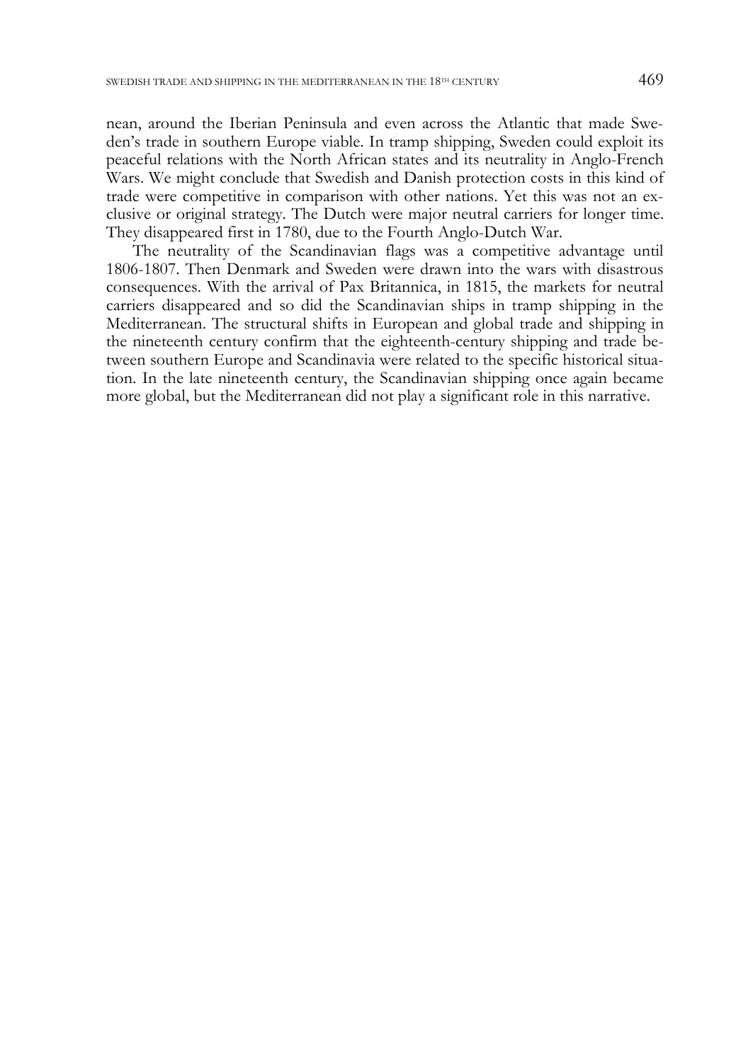nean, around the Iberian Peninsula and even across the Atlantic that made Sweden's trade in southern Europe viable. In tramp shipping, Sweden could exploit its peaceful relations with the North African states and its neutrality in Anglo-French Wars. We might conclude that Swedish and Danish protection costs in this kind of trade were competitive in comparison with other nations. Yet this was not an exclusive or original strategy. The Dutch were major neutral carriers for longer time. They disappeared first in 1780, due to the Fourth Anglo-Dutch War.

The neutrality of the Scandinavian flags was a competitive advantage until 1806-1807. Then Denmark and Sweden were drawn into the wars with disastrous consequences. With the arrival of Pax Britannica, in 1815, the markets for neutral carriers disappeared and so did the Scandinavian ships in tramp shipping in the Mediterranean. The structural shifts in European and global trade and shipping in the nineteenth century confirm that the eighteenth-century shipping and trade between southern Europe and Scandinavia were related to the specific historical situation. In the late nineteenth century, the Scandinavian shipping once again became more global, but the Mediterranean did not play a significant role in this narrative.